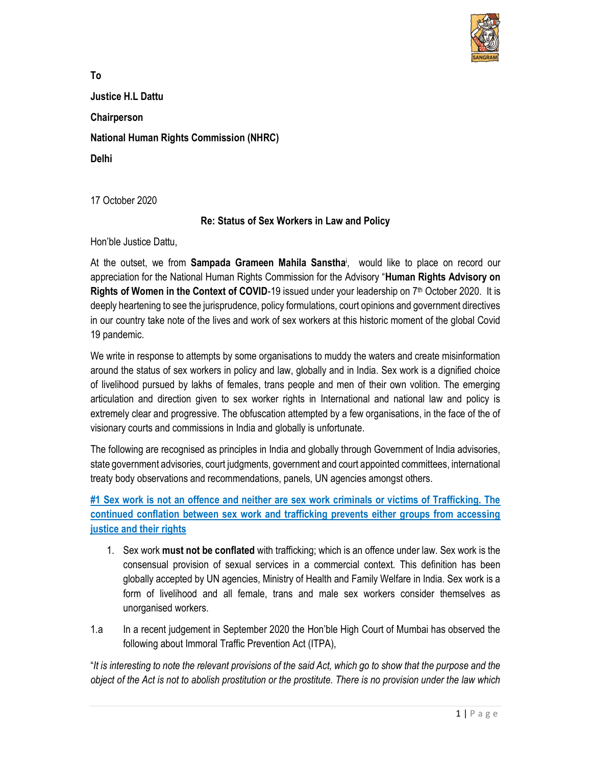**To**

**Justice H.L Dattu**

**Chairperson**

**National Human Rights Commission (NHRC)**

**Delhi**

17 October 2020

**Re: Status of Sex Workers in Law and Policy**

Hon'ble Justice Dattu,

At the outset, we from **Sampada Grameen Mahila Sanstha**[i], would like to place on record our appreciation for the National Human Rights Commission for the Advisory "**Human Rights Advisory on Rights of Women in the Context of COVID**-19 issued under your leadership on 7th October 2020. It is deeply heartening to see the jurisprudence, policy formulations, court opinions and government directives in our country take note of the lives and work of sex workers at this historic moment of the global Covid 19 pandemic.

We write in response to attempts by some organisations to muddy the waters and create misinformation around the status of sex workers in policy and law, globally and in India. Sex work is a dignified choice of livelihood pursued by lakhs of females, trans people and men of their own volition. The emerging articulation and direction given to sex worker rights in International and national law and policy is extremely clear and progressive. The obfuscation attempted by a few organisations, in the face of the of visionary courts and commissions in India and globally is unfortunate.

The following are recognised as principles in India and globally through Government of India advisories, state government advisories, court judgments, government and court appointed committees, international treaty body observations and recommendations, panels, UN agencies amongst others.

**#1 Sex work is not an offence and neither are sex work criminals or victims of Trafficking. The continued conflation between sex work and trafficking prevents either groups from accessing justice and their rights**

1. Sex work **must not be conflated** with trafficking; which is an offence under law. Sex work is the consensual provision of sexual services in a commercial context. This definition has been globally accepted by UN agencies, Ministry of Health and Family Welfare in India. Sex work is a form of livelihood and all female, trans and male sex workers consider themselves as unorganised workers.

1.a In a recent judgement in September 2020 the Hon'ble High Court of Mumbai has observed the following about Immoral Traffic Prevention Act (ITPA),

"*It is interesting to note the relevant provisions of the said Act, which go to show that the purpose and the object of the Act is not to abolish prostitution or the prostitute. There is no provision under the law which*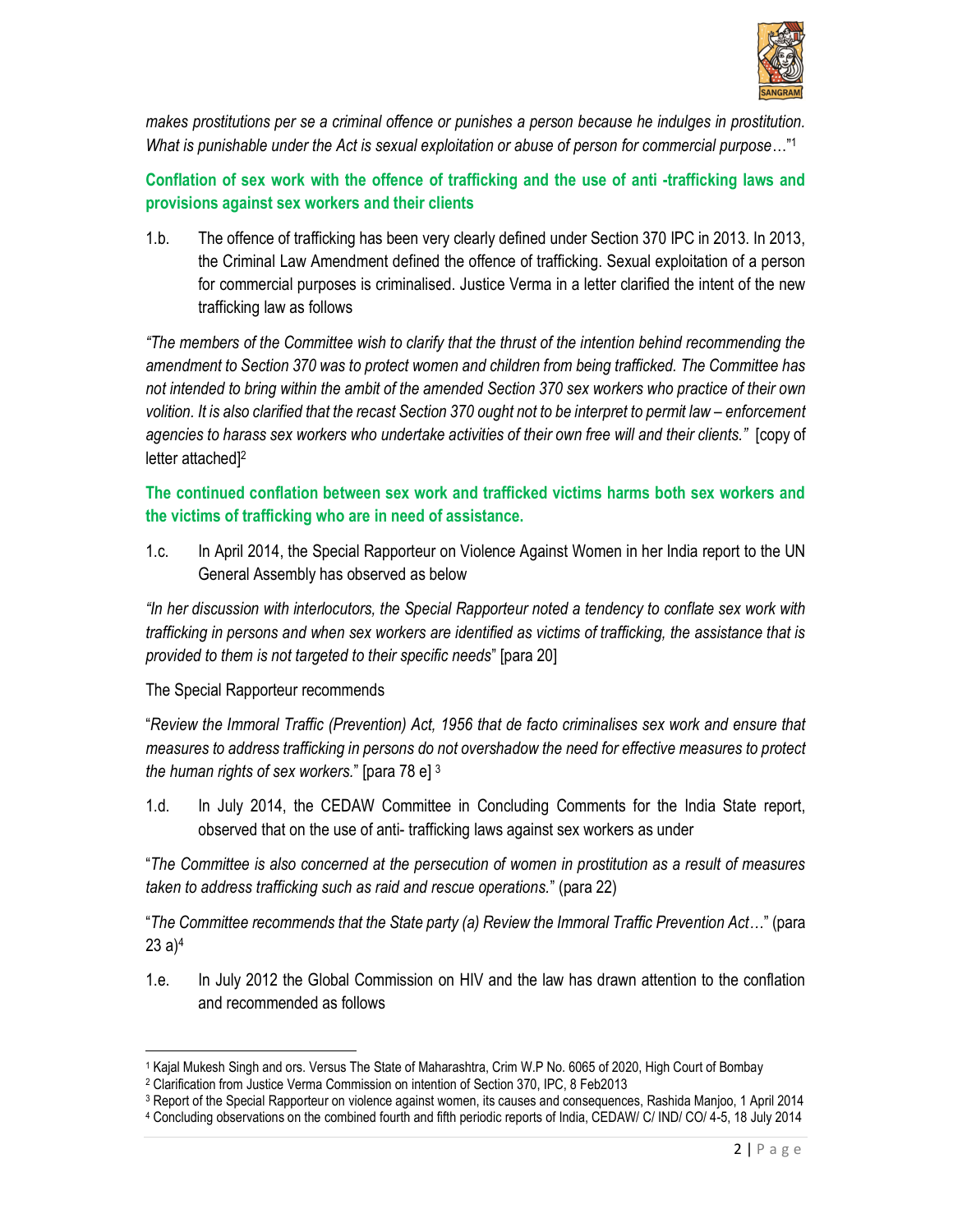*makes prostitutions per se a criminal offence or punishes a person because he indulges in prostitution. What is punishable under the Act is sexual exploitation or abuse of person for commercial purpose*…"[1]

**Conflation of sex work with the offence of trafficking and the use of anti -trafficking laws and provisions against sex workers and their clients**

1.b. The offence of trafficking has been very clearly defined under Section 370 IPC in 2013. In 2013, the Criminal Law Amendment defined the offence of trafficking. Sexual exploitation of a person for commercial purposes is criminalised. Justice Verma in a letter clarified the intent of the new trafficking law as follows

*"The members of the Committee wish to clarify that the thrust of the intention behind recommending the amendment to Section 370 was to protect women and children from being trafficked. The Committee has not intended to bring within the ambit of the amended Section 370 sex workers who practice of their own volition. It is also clarified that the recast Section 370 ought not to be interpret to permit law – enforcement agencies to harass sex workers who undertake activities of their own free will and their clients."* [copy of letter attached][2]

**The continued conflation between sex work and trafficked victims harms both sex workers and the victims of trafficking who are in need of assistance.**

1.c. In April 2014, the Special Rapporteur on Violence Against Women in her India report to the UN General Assembly has observed as below

*"In her discussion with interlocutors, the Special Rapporteur noted a tendency to conflate sex work with trafficking in persons and when sex workers are identified as victims of trafficking, the assistance that is provided to them is not targeted to their specific needs*" [para 20]

The Special Rapporteur recommends

"*Review the Immoral Traffic (Prevention) Act, 1956 that de facto criminalises sex work and ensure that measures to address trafficking in persons do not overshadow the need for effective measures to protect the human rights of sex workers.*" [para 78 e] [3]

1.d. In July 2014, the CEDAW Committee in Concluding Comments for the India State report, observed that on the use of anti- trafficking laws against sex workers as under

"*The Committee is also concerned at the persecution of women in prostitution as a result of measures taken to address trafficking such as raid and rescue operations.*" (para 22)

"*The Committee recommends that the State party (a) Review the Immoral Traffic Prevention Act…*" (para 23 a)[4]

1.e. In July 2012 the Global Commission on HIV and the law has drawn attention to the conflation and recommended as follows

---

[1] Kajal Mukesh Singh and ors. Versus The State of Maharashtra, Crim W.P No. 6065 of 2020, High Court of Bombay

[2] Clarification from Justice Verma Commission on intention of Section 370, IPC, 8 Feb2013

[3] Report of the Special Rapporteur on violence against women, its causes and consequences, Rashida Manjoo, 1 April 2014

[4] Concluding observations on the combined fourth and fifth periodic reports of India, CEDAW/ C/ IND/ CO/ 4-5, 18 July 2014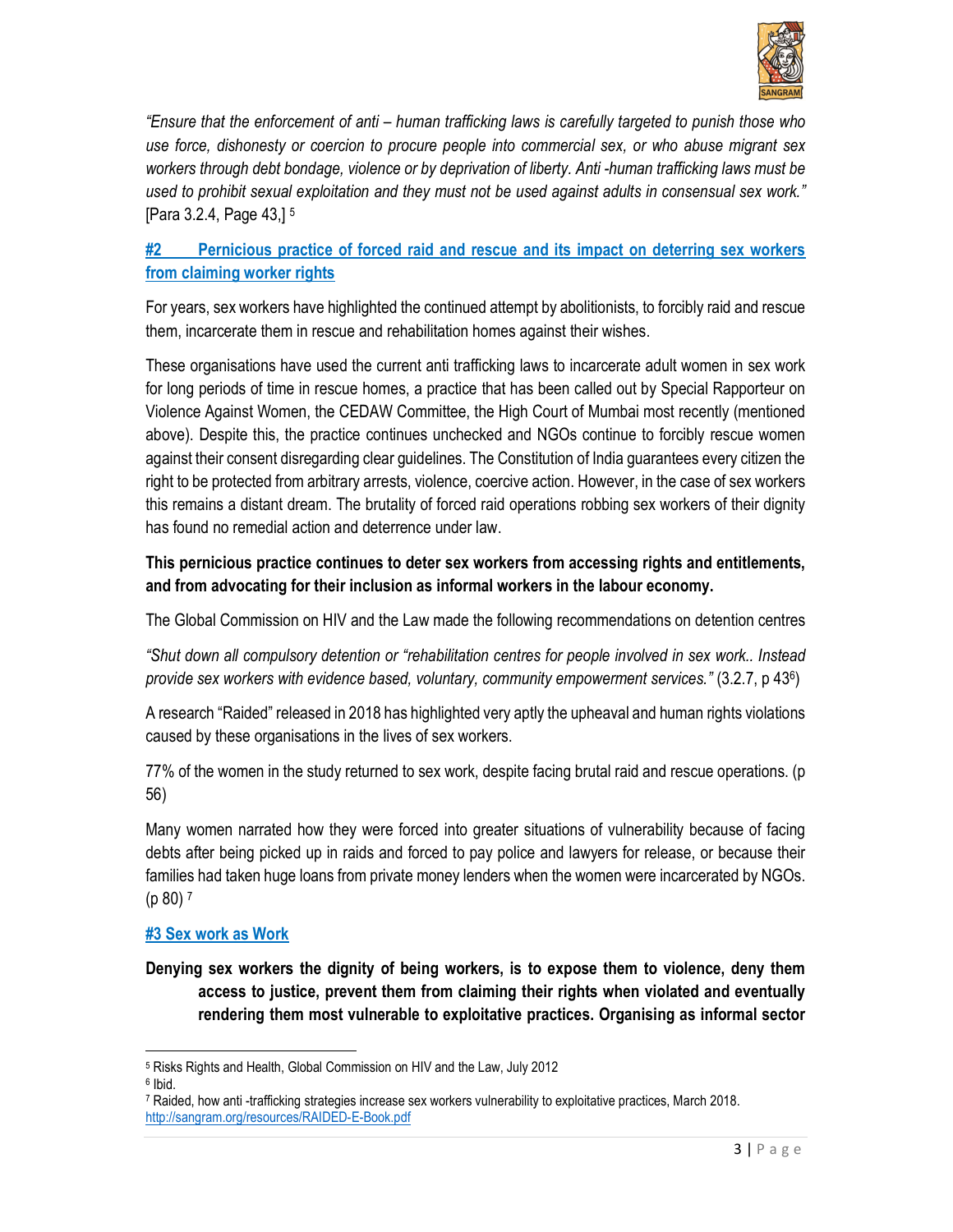*"Ensure that the enforcement of anti – human trafficking laws is carefully targeted to punish those who use force, dishonesty or coercion to procure people into commercial sex, or who abuse migrant sex workers through debt bondage, violence or by deprivation of liberty. Anti -human trafficking laws must be used to prohibit sexual exploitation and they must not be used against adults in consensual sex work."* [Para 3.2.4, Page 43,] [5]

## #2 Pernicious practice of forced raid and rescue and its impact on deterring sex workers from claiming worker rights

For years, sex workers have highlighted the continued attempt by abolitionists, to forcibly raid and rescue them, incarcerate them in rescue and rehabilitation homes against their wishes.

These organisations have used the current anti trafficking laws to incarcerate adult women in sex work for long periods of time in rescue homes, a practice that has been called out by Special Rapporteur on Violence Against Women, the CEDAW Committee, the High Court of Mumbai most recently (mentioned above). Despite this, the practice continues unchecked and NGOs continue to forcibly rescue women against their consent disregarding clear guidelines. The Constitution of India guarantees every citizen the right to be protected from arbitrary arrests, violence, coercive action. However, in the case of sex workers this remains a distant dream. The brutality of forced raid operations robbing sex workers of their dignity has found no remedial action and deterrence under law.

**This pernicious practice continues to deter sex workers from accessing rights and entitlements, and from advocating for their inclusion as informal workers in the labour economy.**

The Global Commission on HIV and the Law made the following recommendations on detention centres

*"Shut down all compulsory detention or "rehabilitation centres for people involved in sex work.. Instead provide sex workers with evidence based, voluntary, community empowerment services."* (3.2.7, p 43[6])

A research "Raided" released in 2018 has highlighted very aptly the upheaval and human rights violations caused by these organisations in the lives of sex workers.

77% of the women in the study returned to sex work, despite facing brutal raid and rescue operations. (p 56)

Many women narrated how they were forced into greater situations of vulnerability because of facing debts after being picked up in raids and forced to pay police and lawyers for release, or because their families had taken huge loans from private money lenders when the women were incarcerated by NGOs. (p 80) [7]

## #3 Sex work as Work

**Denying sex workers the dignity of being workers, is to expose them to violence, deny them access to justice, prevent them from claiming their rights when violated and eventually rendering them most vulnerable to exploitative practices. Organising as informal sector**

---

[5] Risks Rights and Health, Global Commission on HIV and the Law, July 2012

[6] Ibid.

[7] Raided, how anti -trafficking strategies increase sex workers vulnerability to exploitative practices, March 2018. http://sangram.org/resources/RAIDED-E-Book.pdf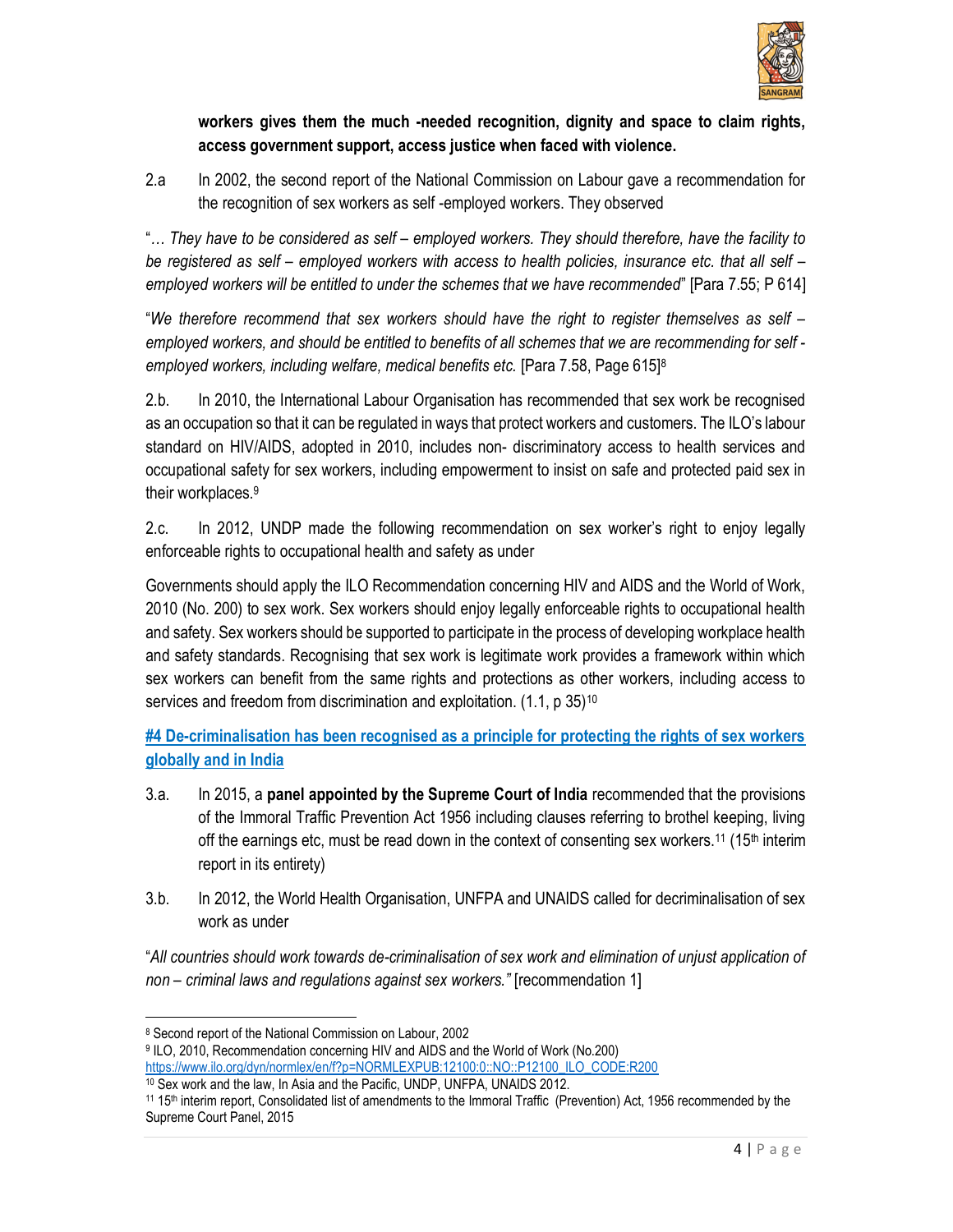**workers gives them the much -needed recognition, dignity and space to claim rights, access government support, access justice when faced with violence.**

2.a In 2002, the second report of the National Commission on Labour gave a recommendation for the recognition of sex workers as self -employed workers. They observed

"*… They have to be considered as self – employed workers. They should therefore, have the facility to be registered as self – employed workers with access to health policies, insurance etc. that all self – employed workers will be entitled to under the schemes that we have recommended*" [Para 7.55; P 614]

"*We therefore recommend that sex workers should have the right to register themselves as self – employed workers, and should be entitled to benefits of all schemes that we are recommending for self -employed workers, including welfare, medical benefits etc.* [Para 7.58, Page 615][8]

2.b. In 2010, the International Labour Organisation has recommended that sex work be recognised as an occupation so that it can be regulated in ways that protect workers and customers. The ILO's labour standard on HIV/AIDS, adopted in 2010, includes non- discriminatory access to health services and occupational safety for sex workers, including empowerment to insist on safe and protected paid sex in their workplaces.[9]

2.c. In 2012, UNDP made the following recommendation on sex worker's right to enjoy legally enforceable rights to occupational health and safety as under

Governments should apply the ILO Recommendation concerning HIV and AIDS and the World of Work, 2010 (No. 200) to sex work. Sex workers should enjoy legally enforceable rights to occupational health and safety. Sex workers should be supported to participate in the process of developing workplace health and safety standards. Recognising that sex work is legitimate work provides a framework within which sex workers can benefit from the same rights and protections as other workers, including access to services and freedom from discrimination and exploitation. (1.1, p 35)[10]

**#4 De-criminalisation has been recognised as a principle for protecting the rights of sex workers globally and in India**

3.a. In 2015, a **panel appointed by the Supreme Court of India** recommended that the provisions of the Immoral Traffic Prevention Act 1956 including clauses referring to brothel keeping, living off the earnings etc, must be read down in the context of consenting sex workers.[11] (15th interim report in its entirety)

3.b. In 2012, the World Health Organisation, UNFPA and UNAIDS called for decriminalisation of sex work as under

"*All countries should work towards de-criminalisation of sex work and elimination of unjust application of non – criminal laws and regulations against sex workers.*" [recommendation 1]

---

[8] Second report of the National Commission on Labour, 2002

[9] ILO, 2010, Recommendation concerning HIV and AIDS and the World of Work (No.200) https://www.ilo.org/dyn/normlex/en/f?p=NORMLEXPUB:12100:0::NO::P12100_ILO_CODE:R200

[10] Sex work and the law, In Asia and the Pacific, UNDP, UNFPA, UNAIDS 2012.

[11] 15th interim report, Consolidated list of amendments to the Immoral Traffic (Prevention) Act, 1956 recommended by the Supreme Court Panel, 2015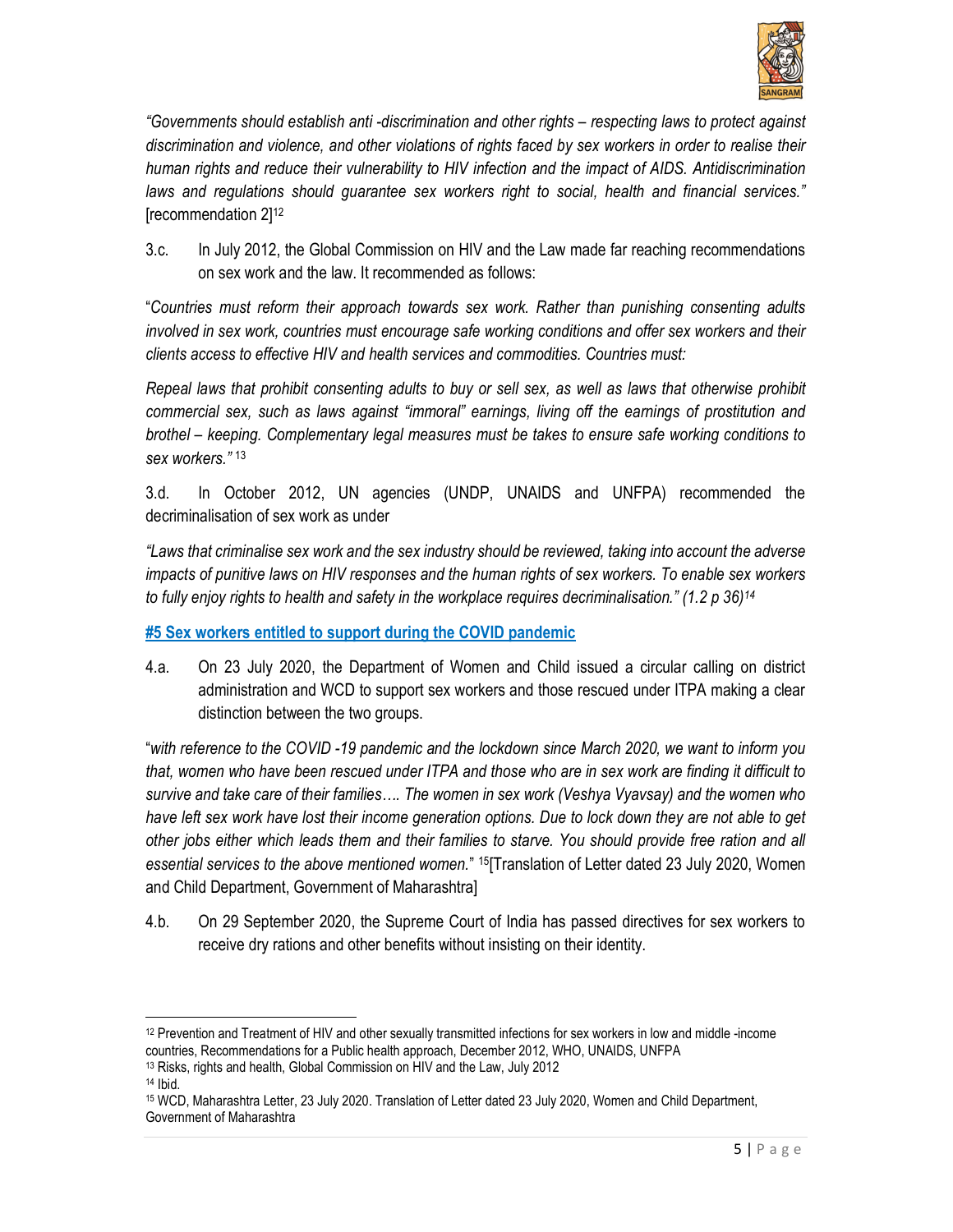*"Governments should establish anti -discrimination and other rights – respecting laws to protect against discrimination and violence, and other violations of rights faced by sex workers in order to realise their human rights and reduce their vulnerability to HIV infection and the impact of AIDS. Antidiscrimination laws and regulations should guarantee sex workers right to social, health and financial services."* [recommendation 2][12]

3.c. In July 2012, the Global Commission on HIV and the Law made far reaching recommendations on sex work and the law. It recommended as follows:

"*Countries must reform their approach towards sex work. Rather than punishing consenting adults involved in sex work, countries must encourage safe working conditions and offer sex workers and their clients access to effective HIV and health services and commodities. Countries must:*

*Repeal laws that prohibit consenting adults to buy or sell sex, as well as laws that otherwise prohibit commercial sex, such as laws against "immoral" earnings, living off the earnings of prostitution and brothel – keeping. Complementary legal measures must be takes to ensure safe working conditions to sex workers."* [13]

3.d. In October 2012, UN agencies (UNDP, UNAIDS and UNFPA) recommended the decriminalisation of sex work as under

*"Laws that criminalise sex work and the sex industry should be reviewed, taking into account the adverse impacts of punitive laws on HIV responses and the human rights of sex workers. To enable sex workers to fully enjoy rights to health and safety in the workplace requires decriminalisation." (1.2 p 36)*[14]

## #5 Sex workers entitled to support during the COVID pandemic

4.a. On 23 July 2020, the Department of Women and Child issued a circular calling on district administration and WCD to support sex workers and those rescued under ITPA making a clear distinction between the two groups.

"*with reference to the COVID -19 pandemic and the lockdown since March 2020, we want to inform you that, women who have been rescued under ITPA and those who are in sex work are finding it difficult to survive and take care of their families…. The women in sex work (Veshya Vyavsay) and the women who have left sex work have lost their income generation options. Due to lock down they are not able to get other jobs either which leads them and their families to starve. You should provide free ration and all essential services to the above mentioned women."* [15][Translation of Letter dated 23 July 2020, Women and Child Department, Government of Maharashtra]

4.b. On 29 September 2020, the Supreme Court of India has passed directives for sex workers to receive dry rations and other benefits without insisting on their identity.

---

[12] Prevention and Treatment of HIV and other sexually transmitted infections for sex workers in low and middle -income countries, Recommendations for a Public health approach, December 2012, WHO, UNAIDS, UNFPA

[13] Risks, rights and health, Global Commission on HIV and the Law, July 2012

[14] Ibid.

[15] WCD, Maharashtra Letter, 23 July 2020. Translation of Letter dated 23 July 2020, Women and Child Department, Government of Maharashtra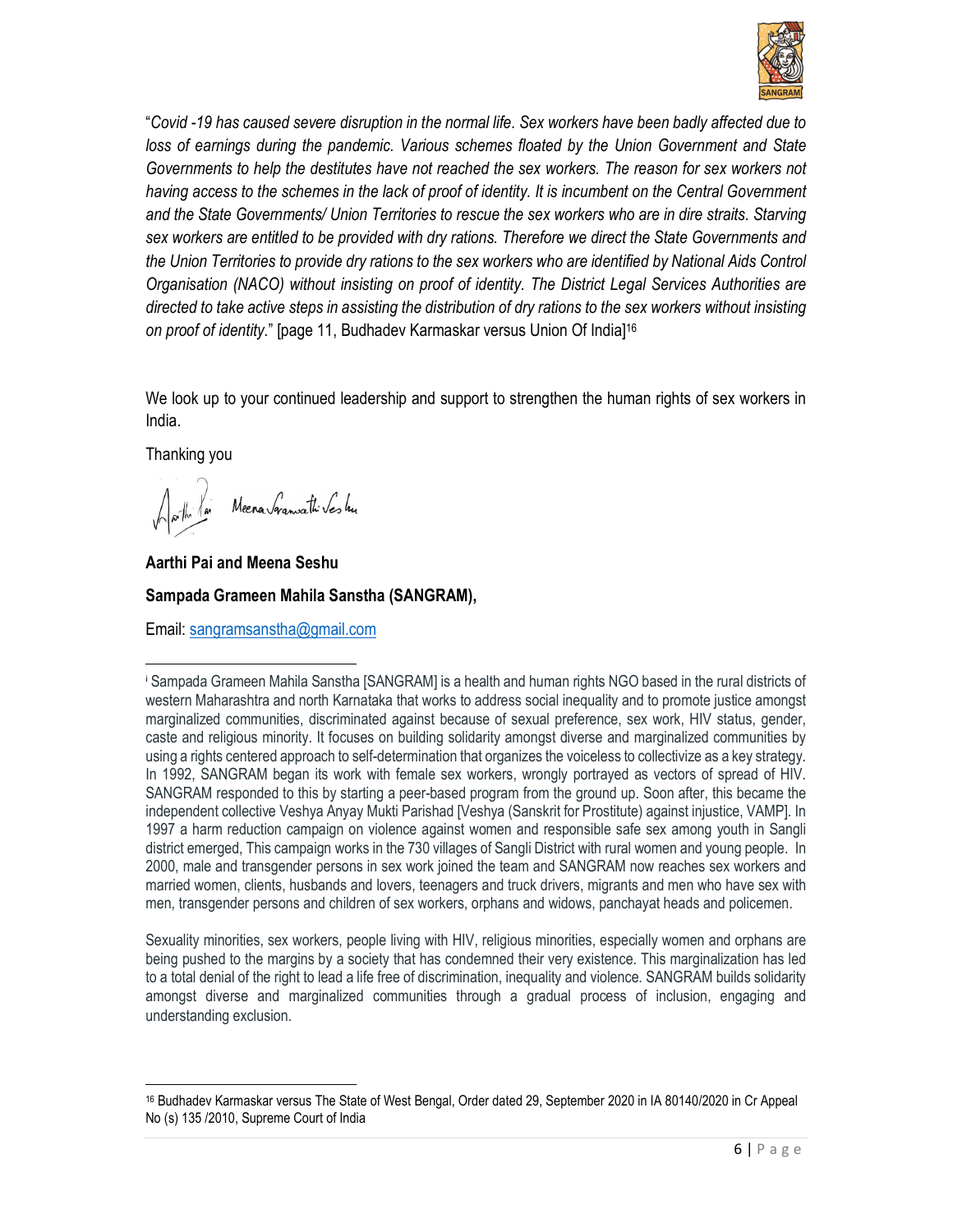"*Covid -19 has caused severe disruption in the normal life. Sex workers have been badly affected due to loss of earnings during the pandemic. Various schemes floated by the Union Government and State Governments to help the destitutes have not reached the sex workers. The reason for sex workers not having access to the schemes in the lack of proof of identity. It is incumbent on the Central Government and the State Governments/ Union Territories to rescue the sex workers who are in dire straits. Starving sex workers are entitled to be provided with dry rations. Therefore we direct the State Governments and the Union Territories to provide dry rations to the sex workers who are identified by National Aids Control Organisation (NACO) without insisting on proof of identity. The District Legal Services Authorities are directed to take active steps in assisting the distribution of dry rations to the sex workers without insisting on proof of identity.*" [page 11, Budhadev Karmaskar versus Union Of India][16]

We look up to your continued leadership and support to strengthen the human rights of sex workers in India.

Thanking you

**Aarthi Pai and Meena Seshu**

**Sampada Grameen Mahila Sanstha (SANGRAM),**

Email: sangramsanstha@gmail.com

---

[i] Sampada Grameen Mahila Sanstha [SANGRAM] is a health and human rights NGO based in the rural districts of western Maharashtra and north Karnataka that works to address social inequality and to promote justice amongst marginalized communities, discriminated against because of sexual preference, sex work, HIV status, gender, caste and religious minority. It focuses on building solidarity amongst diverse and marginalized communities by using a rights centered approach to self-determination that organizes the voiceless to collectivize as a key strategy. In 1992, SANGRAM began its work with female sex workers, wrongly portrayed as vectors of spread of HIV. SANGRAM responded to this by starting a peer-based program from the ground up. Soon after, this became the independent collective Veshya Anyay Mukti Parishad [Veshya (Sanskrit for Prostitute) against injustice, VAMP]. In 1997 a harm reduction campaign on violence against women and responsible safe sex among youth in Sangli district emerged, This campaign works in the 730 villages of Sangli District with rural women and young people. In 2000, male and transgender persons in sex work joined the team and SANGRAM now reaches sex workers and married women, clients, husbands and lovers, teenagers and truck drivers, migrants and men who have sex with men, transgender persons and children of sex workers, orphans and widows, panchayat heads and policemen.

Sexuality minorities, sex workers, people living with HIV, religious minorities, especially women and orphans are being pushed to the margins by a society that has condemned their very existence. This marginalization has led to a total denial of the right to lead a life free of discrimination, inequality and violence. SANGRAM builds solidarity amongst diverse and marginalized communities through a gradual process of inclusion, engaging and understanding exclusion.

---

[16] Budhadev Karmaskar versus The State of West Bengal, Order dated 29, September 2020 in IA 80140/2020 in Cr Appeal No (s) 135 /2010, Supreme Court of India